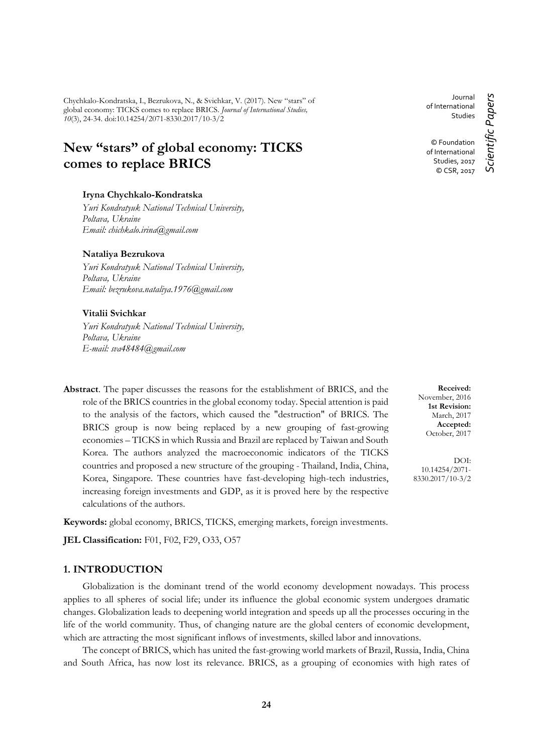Chychkalo-Kondratska, I., Bezrukova, N., & Svichkar, V. (2017). New "stars" of global economy: TICKS comes to replace BRICS. *Journal of International Studies, 10*(3), 24-34. doi:10.14254/2071-8330.2017/10-3/2

Journal of International Studies

© Foundation of International Studies, 2017
© CSR, 2017

*Scientific Papers*

# New "stars" of global economy: TICKS comes to replace BRICS

**Iryna Chychkalo-Kondratska**
*Yuri Kondratyuk National Technical University,*
*Poltava, Ukraine*
*Email: chichkalo.irina@gmail.com*

**Nataliya Bezrukova**
*Yuri Kondratyuk National Technical University,*
*Poltava, Ukraine*
*Email: bezrukova.nataliya.1976@gmail.com*

**Vitalii Svichkar**
*Yuri Kondratyuk National Technical University,*
*Poltava, Ukraine*
*E-mail: sva48484@gmail.com*

**Received:** November, 2016
**1st Revision:** March, 2017
**Accepted:** October, 2017

DOI: 10.14254/2071-8330.2017/10-3/2

**Abstract**. The paper discusses the reasons for the establishment of BRICS, and the role of the BRICS countries in the global economy today. Special attention is paid to the analysis of the factors, which caused the "destruction" of BRICS. The BRICS group is now being replaced by a new grouping of fast-growing economies – TICKS in which Russia and Brazil are replaced by Taiwan and South Korea. The authors analyzed the macroeconomic indicators of the TICKS countries and proposed a new structure of the grouping - Thailand, India, China, Korea, Singapore. These countries have fast-developing high-tech industries, increasing foreign investments and GDP, as it is proved here by the respective calculations of the authors.

**Keywords:** global economy, BRICS, TICKS, emerging markets, foreign investments.

**JEL Classification:** F01, F02, F29, O33, O57

## 1. INTRODUCTION

Globalization is the dominant trend of the world economy development nowadays. This process applies to all spheres of social life; under its influence the global economic system undergoes dramatic changes. Globalization leads to deepening world integration and speeds up all the processes occuring in the life of the world community. Thus, of changing nature are the global centers of economic development, which are attracting the most significant inflows of investments, skilled labor and innovations.

The concept of BRICS, which has united the fast-growing world markets of Brazil, Russia, India, China and South Africa, has now lost its relevance. BRICS, as a grouping of economies with high rates of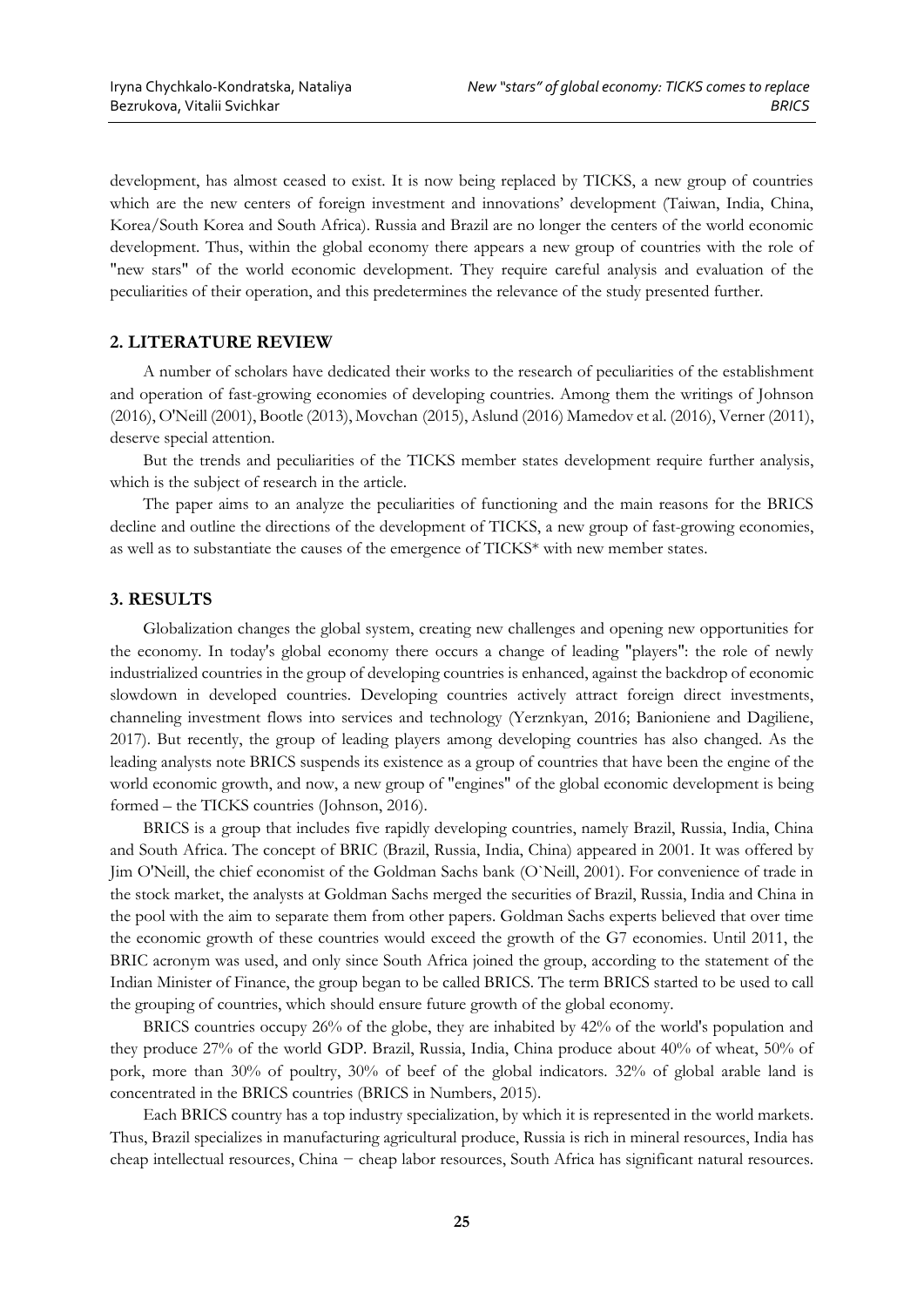development, has almost ceased to exist. It is now being replaced by TICKS, a new group of countries which are the new centers of foreign investment and innovations' development (Taiwan, India, China, Korea/South Korea and South Africa). Russia and Brazil are no longer the centers of the world economic development. Thus, within the global economy there appears a new group of countries with the role of "new stars" of the world economic development. They require careful analysis and evaluation of the peculiarities of their operation, and this predetermines the relevance of the study presented further.

## 2. LITERATURE REVIEW

A number of scholars have dedicated their works to the research of peculiarities of the establishment and operation of fast-growing economies of developing countries. Among them the writings of Johnson (2016), O'Neill (2001), Bootle (2013), Movchan (2015), Aslund (2016) Mamedov et al. (2016), Verner (2011), deserve special attention.

But the trends and peculiarities of the TICKS member states development require further analysis, which is the subject of research in the article.

The paper aims to an analyze the peculiarities of functioning and the main reasons for the BRICS decline and outline the directions of the development of TICKS, a new group of fast-growing economies, as well as to substantiate the causes of the emergence of TICKS* with new member states.

## 3. RESULTS

Globalization changes the global system, creating new challenges and opening new opportunities for the economy. In today's global economy there occurs a change of leading "players": the role of newly industrialized countries in the group of developing countries is enhanced, against the backdrop of economic slowdown in developed countries. Developing countries actively attract foreign direct investments, channeling investment flows into services and technology (Yerznkyan, 2016; Banioniene and Dagiliene, 2017). But recently, the group of leading players among developing countries has also changed. As the leading analysts note BRICS suspends its existence as a group of countries that have been the engine of the world economic growth, and now, a new group of "engines" of the global economic development is being formed – the TICKS countries (Johnson, 2016).

BRICS is a group that includes five rapidly developing countries, namely Brazil, Russia, India, China and South Africa. The concept of BRIC (Brazil, Russia, India, China) appeared in 2001. It was offered by Jim O'Neill, the chief economist of the Goldman Sachs bank (O`Neill, 2001). For convenience of trade in the stock market, the analysts at Goldman Sachs merged the securities of Brazil, Russia, India and China in the pool with the aim to separate them from other papers. Goldman Sachs experts believed that over time the economic growth of these countries would exceed the growth of the G7 economies. Until 2011, the BRIC acronym was used, and only since South Africa joined the group, according to the statement of the Indian Minister of Finance, the group began to be called BRICS. The term BRICS started to be used to call the grouping of countries, which should ensure future growth of the global economy.

BRICS countries occupy 26% of the globe, they are inhabited by 42% of the world's population and they produce 27% of the world GDP. Brazil, Russia, India, China produce about 40% of wheat, 50% of pork, more than 30% of poultry, 30% of beef of the global indicators. 32% of global arable land is concentrated in the BRICS countries (BRICS in Numbers, 2015).

Each BRICS country has a top industry specialization, by which it is represented in the world markets. Thus, Brazil specializes in manufacturing agricultural produce, Russia is rich in mineral resources, India has cheap intellectual resources, China − cheap labor resources, South Africa has significant natural resources.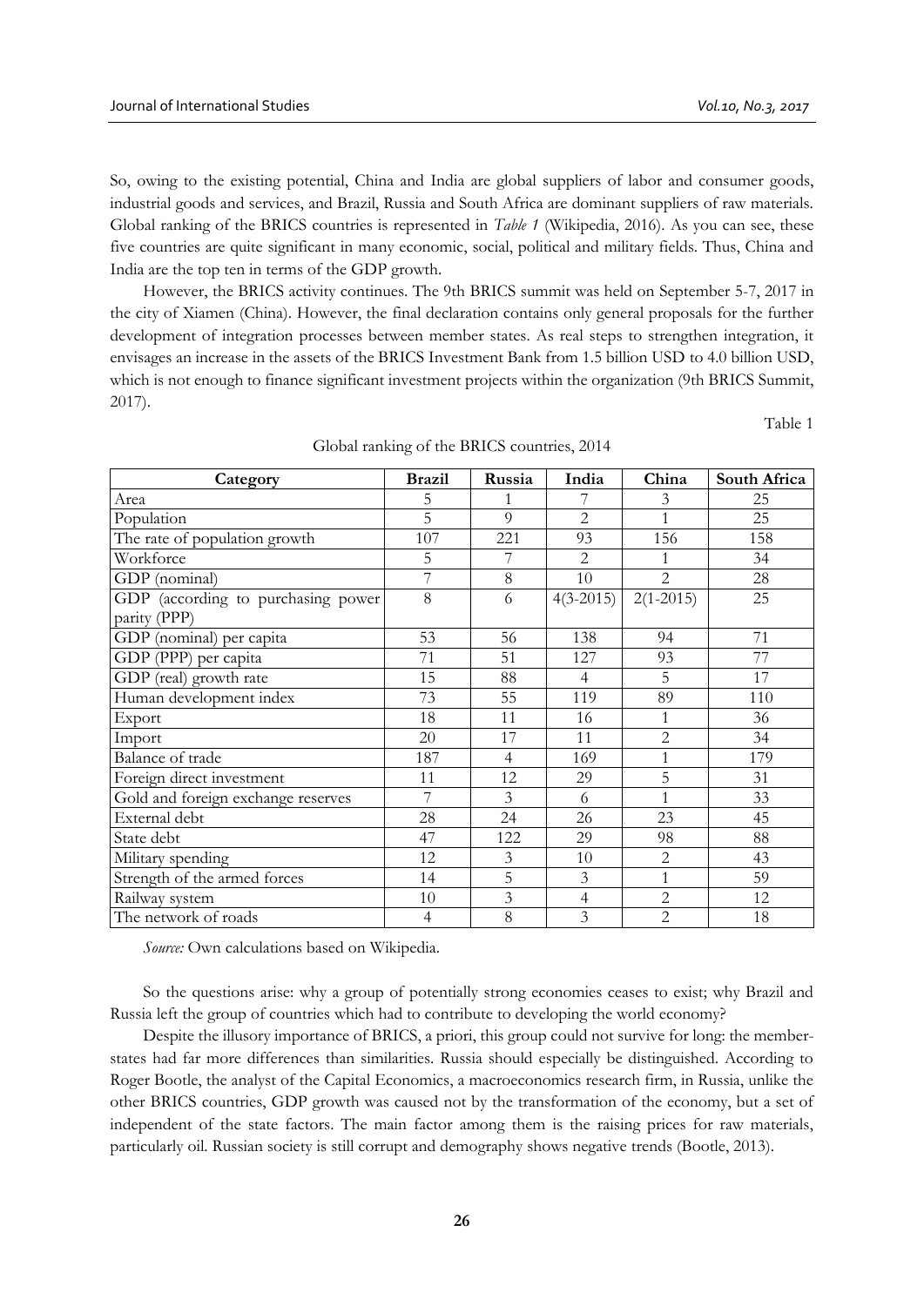So, owing to the existing potential, China and India are global suppliers of labor and consumer goods, industrial goods and services, and Brazil, Russia and South Africa are dominant suppliers of raw materials. Global ranking of the BRICS countries is represented in *Table 1* (Wikipedia, 2016). As you can see, these five countries are quite significant in many economic, social, political and military fields. Thus, China and India are the top ten in terms of the GDP growth.

However, the BRICS activity continues. The 9th BRICS summit was held on September 5-7, 2017 in the city of Xiamen (China). However, the final declaration contains only general proposals for the further development of integration processes between member states. As real steps to strengthen integration, it envisages an increase in the assets of the BRICS Investment Bank from 1.5 billion USD to 4.0 billion USD, which is not enough to finance significant investment projects within the organization (9th BRICS Summit, 2017).

Table 1

Global ranking of the BRICS countries, 2014

| Category | Brazil | Russia | India | China | South Africa |
|---|---|---|---|---|---|
| Area | 5 | 1 | 7 | 3 | 25 |
| Population | 5 | 9 | 2 | 1 | 25 |
| The rate of population growth | 107 | 221 | 93 | 156 | 158 |
| Workforce | 5 | 7 | 2 | 1 | 34 |
| GDP (nominal) | 7 | 8 | 10 | 2 | 28 |
| GDP (according to purchasing power parity (PPP) | 8 | 6 | 4(3-2015) | 2(1-2015) | 25 |
| GDP (nominal) per capita | 53 | 56 | 138 | 94 | 71 |
| GDP (PPP) per capita | 71 | 51 | 127 | 93 | 77 |
| GDP (real) growth rate | 15 | 88 | 4 | 5 | 17 |
| Human development index | 73 | 55 | 119 | 89 | 110 |
| Export | 18 | 11 | 16 | 1 | 36 |
| Import | 20 | 17 | 11 | 2 | 34 |
| Balance of trade | 187 | 4 | 169 | 1 | 179 |
| Foreign direct investment | 11 | 12 | 29 | 5 | 31 |
| Gold and foreign exchange reserves | 7 | 3 | 6 | 1 | 33 |
| External debt | 28 | 24 | 26 | 23 | 45 |
| State debt | 47 | 122 | 29 | 98 | 88 |
| Military spending | 12 | 3 | 10 | 2 | 43 |
| Strength of the armed forces | 14 | 5 | 3 | 1 | 59 |
| Railway system | 10 | 3 | 4 | 2 | 12 |
| The network of roads | 4 | 8 | 3 | 2 | 18 |

*Source:* Own calculations based on Wikipedia.

So the questions arise: why a group of potentially strong economies ceases to exist; why Brazil and Russia left the group of countries which had to contribute to developing the world economy?

Despite the illusory importance of BRICS, a priori, this group could not survive for long: the member-states had far more differences than similarities. Russia should especially be distinguished. According to Roger Bootle, the analyst of the Capital Economics, a macroeconomics research firm, in Russia, unlike the other BRICS countries, GDP growth was caused not by the transformation of the economy, but a set of independent of the state factors. The main factor among them is the raising prices for raw materials, particularly oil. Russian society is still corrupt and demography shows negative trends (Bootle, 2013).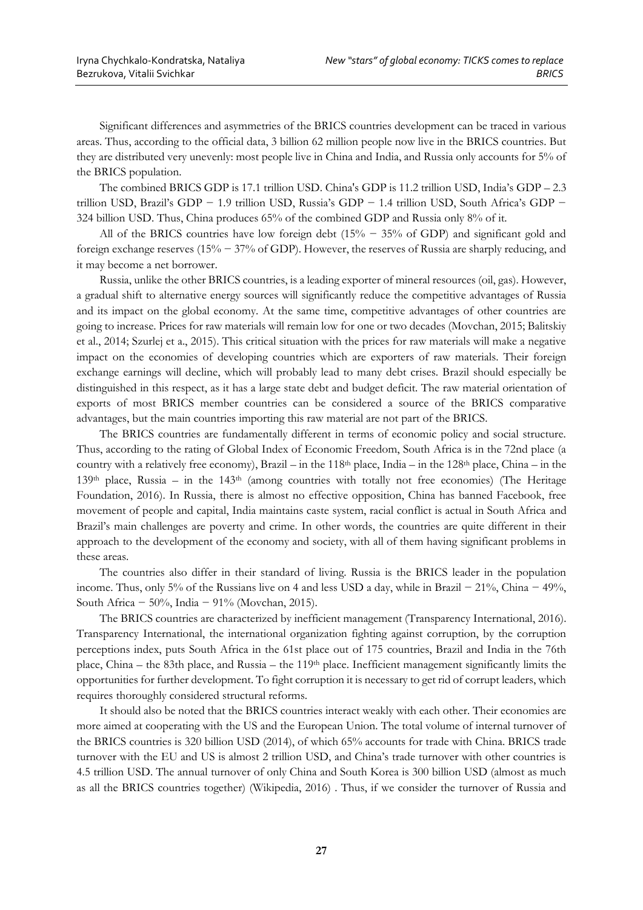Significant differences and asymmetries of the BRICS countries development can be traced in various areas. Thus, according to the official data, 3 billion 62 million people now live in the BRICS countries. But they are distributed very unevenly: most people live in China and India, and Russia only accounts for 5% of the BRICS population.

The combined BRICS GDP is 17.1 trillion USD. China's GDP is 11.2 trillion USD, India's GDP – 2.3 trillion USD, Brazil's GDP − 1.9 trillion USD, Russia's GDP − 1.4 trillion USD, South Africa's GDP − 324 billion USD. Thus, China produces 65% of the combined GDP and Russia only 8% of it.

All of the BRICS countries have low foreign debt (15% − 35% of GDP) and significant gold and foreign exchange reserves (15% − 37% of GDP). However, the reserves of Russia are sharply reducing, and it may become a net borrower.

Russia, unlike the other BRICS countries, is a leading exporter of mineral resources (oil, gas). However, a gradual shift to alternative energy sources will significantly reduce the competitive advantages of Russia and its impact on the global economy. At the same time, competitive advantages of other countries are going to increase. Prices for raw materials will remain low for one or two decades (Movchan, 2015; Balitskiy et al., 2014; Szurlej et a., 2015). This critical situation with the prices for raw materials will make a negative impact on the economies of developing countries which are exporters of raw materials. Their foreign exchange earnings will decline, which will probably lead to many debt crises. Brazil should especially be distinguished in this respect, as it has a large state debt and budget deficit. The raw material orientation of exports of most BRICS member countries can be considered a source of the BRICS comparative advantages, but the main countries importing this raw material are not part of the BRICS.

The BRICS countries are fundamentally different in terms of economic policy and social structure. Thus, according to the rating of Global Index of Economic Freedom, South Africa is in the 72nd place (a country with a relatively free economy), Brazil – in the 118th place, India – in the 128th place, China – in the 139th place, Russia – in the 143th (among countries with totally not free economies) (The Heritage Foundation, 2016). In Russia, there is almost no effective opposition, China has banned Facebook, free movement of people and capital, India maintains caste system, racial conflict is actual in South Africa and Brazil's main challenges are poverty and crime. In other words, the countries are quite different in their approach to the development of the economy and society, with all of them having significant problems in these areas.

The countries also differ in their standard of living. Russia is the BRICS leader in the population income. Thus, only 5% of the Russians live on 4 and less USD a day, while in Brazil − 21%, China − 49%, South Africa − 50%, India − 91% (Movchan, 2015).

The BRICS countries are characterized by inefficient management (Transparency International, 2016). Transparency International, the international organization fighting against corruption, by the corruption perceptions index, puts South Africa in the 61st place out of 175 countries, Brazil and India in the 76th place, China – the 83th place, and Russia – the 119th place. Inefficient management significantly limits the opportunities for further development. To fight corruption it is necessary to get rid of corrupt leaders, which requires thoroughly considered structural reforms.

It should also be noted that the BRICS countries interact weakly with each other. Their economies are more aimed at cooperating with the US and the European Union. The total volume of internal turnover of the BRICS countries is 320 billion USD (2014), of which 65% accounts for trade with China. BRICS trade turnover with the EU and US is almost 2 trillion USD, and China's trade turnover with other countries is 4.5 trillion USD. The annual turnover of only China and South Korea is 300 billion USD (almost as much as all the BRICS countries together) (Wikipedia, 2016) . Thus, if we consider the turnover of Russia and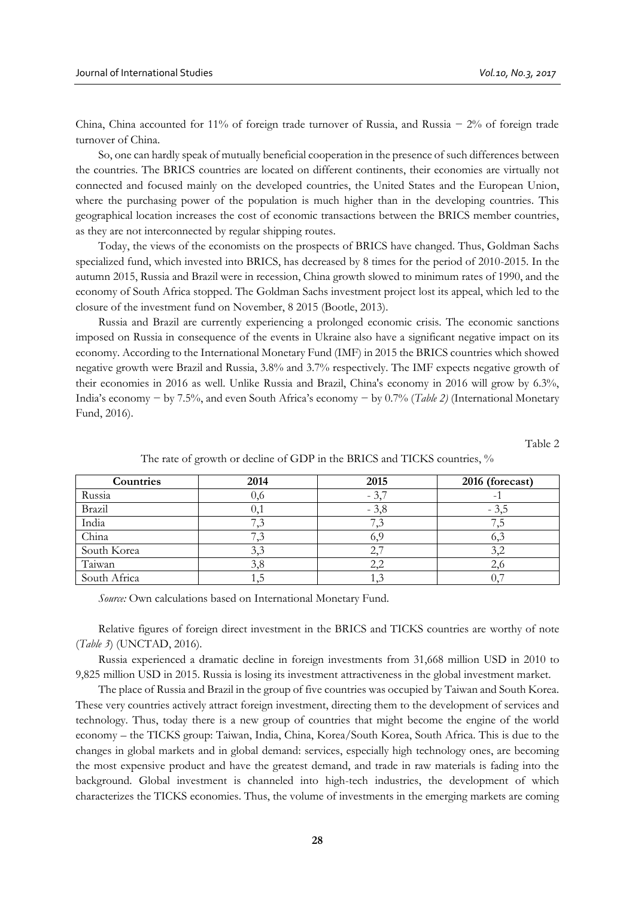China, China accounted for 11% of foreign trade turnover of Russia, and Russia − 2% of foreign trade turnover of China.

So, one can hardly speak of mutually beneficial cooperation in the presence of such differences between the countries. The BRICS countries are located on different continents, their economies are virtually not connected and focused mainly on the developed countries, the United States and the European Union, where the purchasing power of the population is much higher than in the developing countries. This geographical location increases the cost of economic transactions between the BRICS member countries, as they are not interconnected by regular shipping routes.

Today, the views of the economists on the prospects of BRICS have changed. Thus, Goldman Sachs specialized fund, which invested into BRICS, has decreased by 8 times for the period of 2010-2015. In the autumn 2015, Russia and Brazil were in recession, China growth slowed to minimum rates of 1990, and the economy of South Africa stopped. The Goldman Sachs investment project lost its appeal, which led to the closure of the investment fund on November, 8 2015 (Bootle, 2013).

Russia and Brazil are currently experiencing a prolonged economic crisis. The economic sanctions imposed on Russia in consequence of the events in Ukraine also have a significant negative impact on its economy. According to the International Monetary Fund (IMF) in 2015 the BRICS countries which showed negative growth were Brazil and Russia, 3.8% and 3.7% respectively. The IMF expects negative growth of their economies in 2016 as well. Unlike Russia and Brazil, China's economy in 2016 will grow by 6.3%, India's economy − by 7.5%, and even South Africa's economy − by 0.7% (*Table 2)* (International Monetary Fund, 2016).

Table 2

The rate of growth or decline of GDP in the BRICS and TICKS countries, %

| Countries | 2014 | 2015 | 2016 (forecast) |
|---|---|---|---|
| Russia | 0,6 | - 3,7 | -1 |
| Brazil | 0,1 | - 3,8 | - 3,5 |
| India | 7,3 | 7,3 | 7,5 |
| China | 7,3 | 6,9 | 6,3 |
| South Korea | 3,3 | 2,7 | 3,2 |
| Taiwan | 3,8 | 2,2 | 2,6 |
| South Africa | 1,5 | 1,3 | 0,7 |

*Source:* Own calculations based on International Monetary Fund.

Relative figures of foreign direct investment in the BRICS and TICKS countries are worthy of note (*Table 3*) (UNCTAD, 2016).

Russia experienced a dramatic decline in foreign investments from 31,668 million USD in 2010 to 9,825 million USD in 2015. Russia is losing its investment attractiveness in the global investment market.

The place of Russia and Brazil in the group of five countries was occupied by Taiwan and South Korea. These very countries actively attract foreign investment, directing them to the development of services and technology. Thus, today there is a new group of countries that might become the engine of the world economy – the TICKS group: Taiwan, India, China, Korea/South Korea, South Africa. This is due to the changes in global markets and in global demand: services, especially high technology ones, are becoming the most expensive product and have the greatest demand, and trade in raw materials is fading into the background. Global investment is channeled into high-tech industries, the development of which characterizes the TICKS economies. Thus, the volume of investments in the emerging markets are coming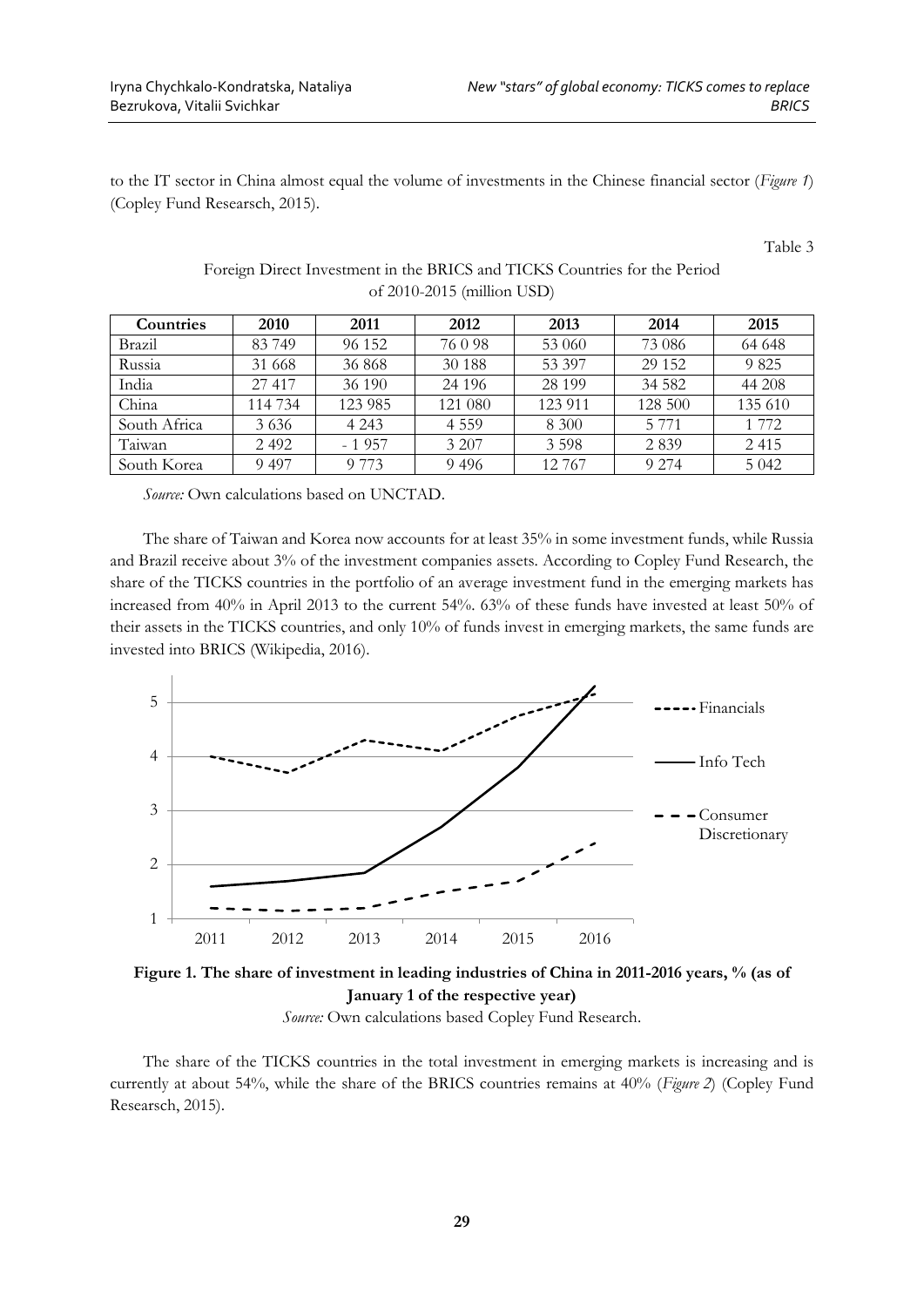to the IT sector in China almost equal the volume of investments in the Chinese financial sector (*Figure 1*) (Copley Fund Researsch, 2015).

Table 3

Foreign Direct Investment in the BRICS and TICKS Countries for the Period of 2010-2015 (million USD)

| Countries | 2010 | 2011 | 2012 | 2013 | 2014 | 2015 |
|---|---|---|---|---|---|---|
| Brazil | 83 749 | 96 152 | 76 0 98 | 53 060 | 73 086 | 64 648 |
| Russia | 31 668 | 36 868 | 30 188 | 53 397 | 29 152 | 9 825 |
| India | 27 417 | 36 190 | 24 196 | 28 199 | 34 582 | 44 208 |
| China | 114 734 | 123 985 | 121 080 | 123 911 | 128 500 | 135 610 |
| South Africa | 3 636 | 4 243 | 4 559 | 8 300 | 5 771 | 1 772 |
| Taiwan | 2 492 | - 1 957 | 3 207 | 3 598 | 2 839 | 2 415 |
| South Korea | 9 497 | 9 773 | 9 496 | 12 767 | 9 274 | 5 042 |

*Source:* Own calculations based on UNCTAD.

The share of Taiwan and Korea now accounts for at least 35% in some investment funds, while Russia and Brazil receive about 3% of the investment companies assets. According to Copley Fund Research, the share of the TICKS countries in the portfolio of an average investment fund in the emerging markets has increased from 40% in April 2013 to the current 54%. 63% of these funds have invested at least 50% of their assets in the TICKS countries, and only 10% of funds invest in emerging markets, the same funds are invested into BRICS (Wikipedia, 2016).

**Figure 1. The share of investment in leading industries of China in 2011-2016 years, % (as of January 1 of the respective year)**

*Source:* Own calculations based Copley Fund Research.

The share of the TICKS countries in the total investment in emerging markets is increasing and is currently at about 54%, while the share of the BRICS countries remains at 40% (*Figure 2*) (Copley Fund Researsch, 2015).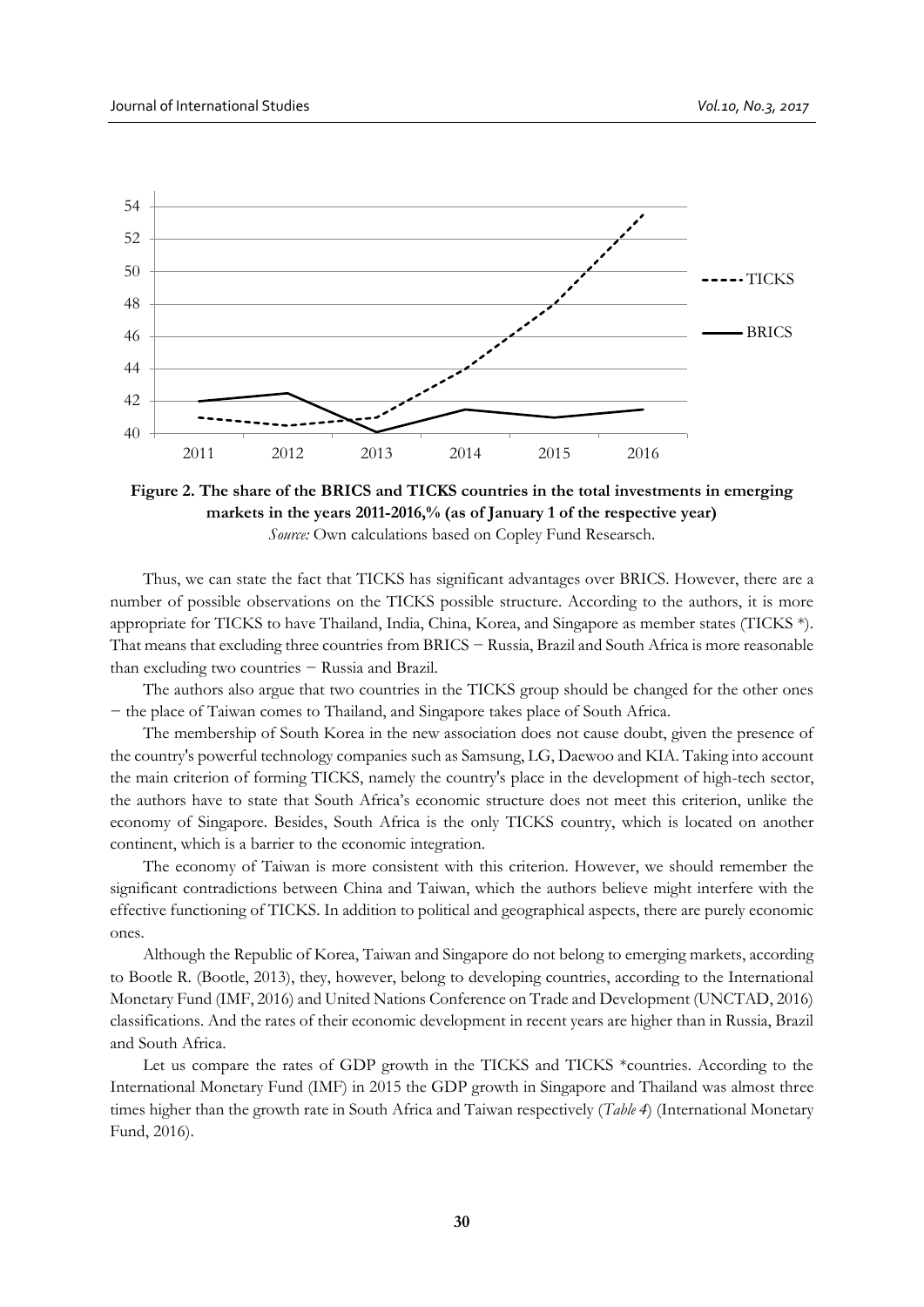**Figure 2. The share of the BRICS and TICKS countries in the total investments in emerging markets in the years 2011-2016,% (as of January 1 of the respective year)**

*Source:* Own calculations based on Copley Fund Researsch.

Thus, we can state the fact that TICKS has significant advantages over BRICS. However, there are a number of possible observations on the TICKS possible structure. According to the authors, it is more appropriate for TICKS to have Thailand, India, China, Korea, and Singapore as member states (TICKS *). That means that excluding three countries from BRICS − Russia, Brazil and South Africa is more reasonable than excluding two countries − Russia and Brazil.

The authors also argue that two countries in the TICKS group should be changed for the other ones − the place of Taiwan comes to Thailand, and Singapore takes place of South Africa.

The membership of South Korea in the new association does not cause doubt, given the presence of the country's powerful technology companies such as Samsung, LG, Daewoo and KIA. Taking into account the main criterion of forming TICKS, namely the country's place in the development of high-tech sector, the authors have to state that South Africa's economic structure does not meet this criterion, unlike the economy of Singapore. Besides, South Africa is the only TICKS country, which is located on another continent, which is a barrier to the economic integration.

The economy of Taiwan is more consistent with this criterion. However, we should remember the significant contradictions between China and Taiwan, which the authors believe might interfere with the effective functioning of TICKS. In addition to political and geographical aspects, there are purely economic ones.

Although the Republic of Korea, Taiwan and Singapore do not belong to emerging markets, according to Bootle R. (Bootle, 2013), they, however, belong to developing countries, according to the International Monetary Fund (IMF, 2016) and United Nations Conference on Trade and Development (UNCTAD, 2016) classifications. And the rates of their economic development in recent years are higher than in Russia, Brazil and South Africa.

Let us compare the rates of GDP growth in the TICKS and TICKS *countries. According to the International Monetary Fund (IMF) in 2015 the GDP growth in Singapore and Thailand was almost three times higher than the growth rate in South Africa and Taiwan respectively (*Table 4*) (International Monetary Fund, 2016).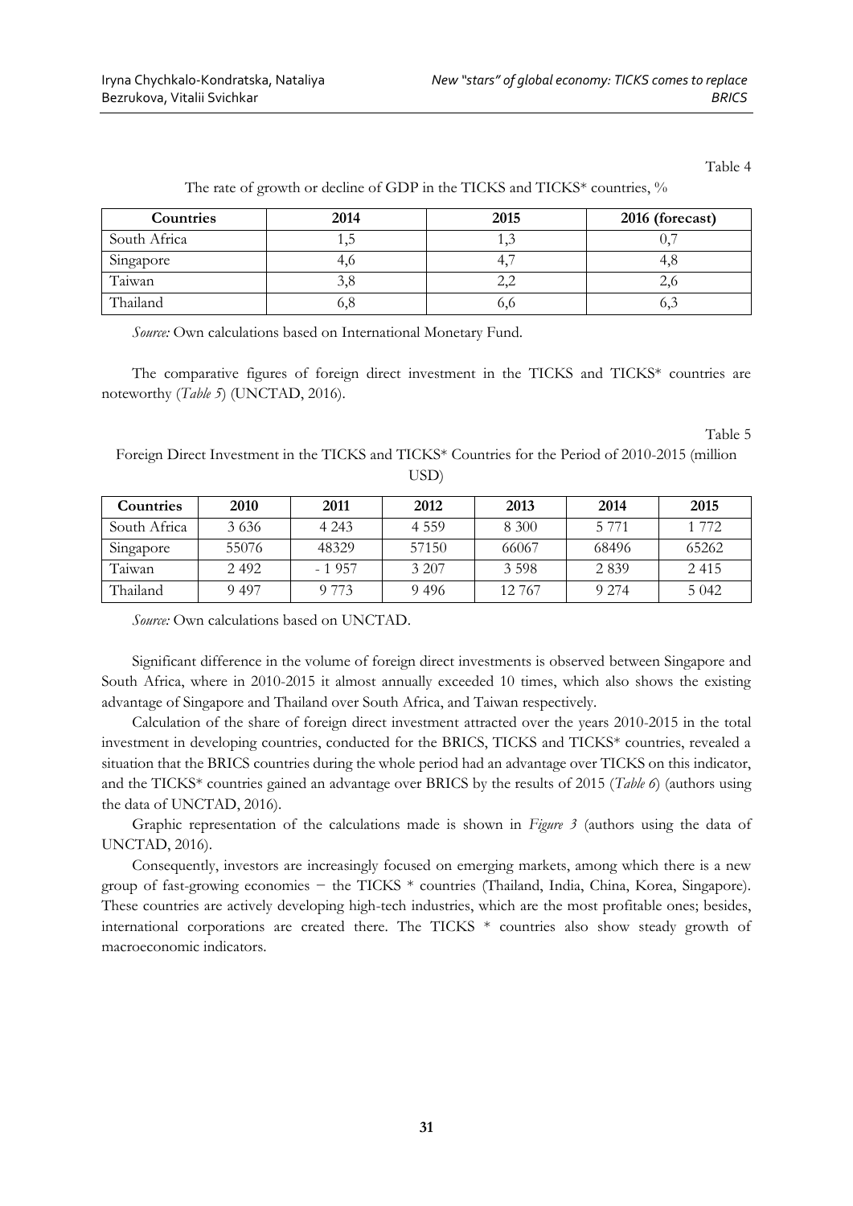Table 4

The rate of growth or decline of GDP in the TICKS and TICKS* countries, %

| Countries | 2014 | 2015 | 2016 (forecast) |
|---|---|---|---|
| South Africa | 1,5 | 1,3 | 0,7 |
| Singapore | 4,6 | 4,7 | 4,8 |
| Taiwan | 3,8 | 2,2 | 2,6 |
| Thailand | 6,8 | 6,6 | 6,3 |

*Source:* Own calculations based on International Monetary Fund.

The comparative figures of foreign direct investment in the TICKS and TICKS* countries are noteworthy (*Table 5*) (UNCTAD, 2016).

Table 5

Foreign Direct Investment in the TICKS and TICKS* Countries for the Period of 2010-2015 (million USD)

| Countries | 2010 | 2011 | 2012 | 2013 | 2014 | 2015 |
|---|---|---|---|---|---|---|
| South Africa | 3 636 | 4 243 | 4 559 | 8 300 | 5 771 | 1 772 |
| Singapore | 55076 | 48329 | 57150 | 66067 | 68496 | 65262 |
| Taiwan | 2 492 | - 1 957 | 3 207 | 3 598 | 2 839 | 2 415 |
| Thailand | 9 497 | 9 773 | 9 496 | 12 767 | 9 274 | 5 042 |

*Source:* Own calculations based on UNCTAD.

Significant difference in the volume of foreign direct investments is observed between Singapore and South Africa, where in 2010-2015 it almost annually exceeded 10 times, which also shows the existing advantage of Singapore and Thailand over South Africa, and Taiwan respectively.

Calculation of the share of foreign direct investment attracted over the years 2010-2015 in the total investment in developing countries, conducted for the BRICS, TICKS and TICKS* countries, revealed a situation that the BRICS countries during the whole period had an advantage over TICKS on this indicator, and the TICKS* countries gained an advantage over BRICS by the results of 2015 (*Table 6*) (authors using the data of UNCTAD, 2016).

Graphic representation of the calculations made is shown in *Figure 3* (authors using the data of UNCTAD, 2016).

Consequently, investors are increasingly focused on emerging markets, among which there is a new group of fast-growing economies − the TICKS * countries (Thailand, India, China, Korea, Singapore). These countries are actively developing high-tech industries, which are the most profitable ones; besides, international corporations are created there. The TICKS * countries also show steady growth of macroeconomic indicators.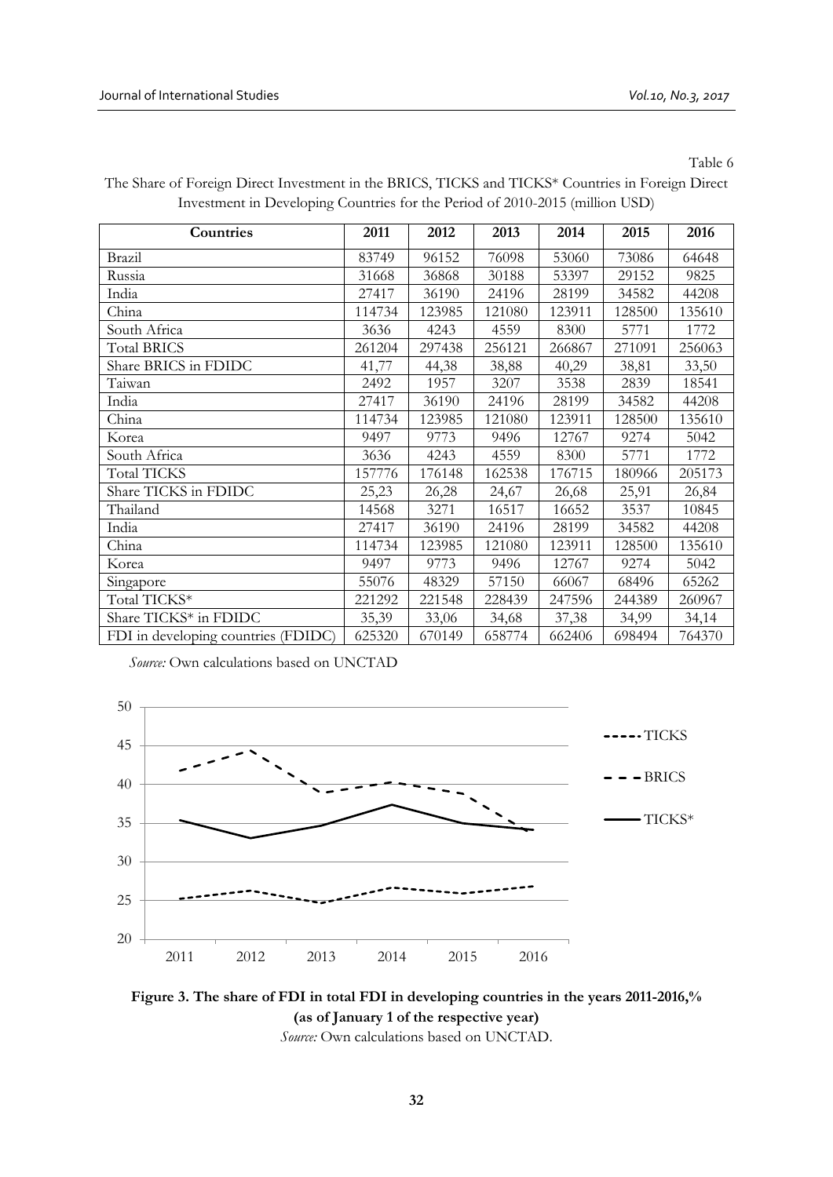Table 6

The Share of Foreign Direct Investment in the BRICS, TICKS and TICKS* Countries in Foreign Direct Investment in Developing Countries for the Period of 2010-2015 (million USD)

| Countries | 2011 | 2012 | 2013 | 2014 | 2015 | 2016 |
|---|---|---|---|---|---|---|
| Brazil | 83749 | 96152 | 76098 | 53060 | 73086 | 64648 |
| Russia | 31668 | 36868 | 30188 | 53397 | 29152 | 9825 |
| India | 27417 | 36190 | 24196 | 28199 | 34582 | 44208 |
| China | 114734 | 123985 | 121080 | 123911 | 128500 | 135610 |
| South Africa | 3636 | 4243 | 4559 | 8300 | 5771 | 1772 |
| Total BRICS | 261204 | 297438 | 256121 | 266867 | 271091 | 256063 |
| Share BRICS in FDIDC | 41,77 | 44,38 | 38,88 | 40,29 | 38,81 | 33,50 |
| Taiwan | 2492 | 1957 | 3207 | 3538 | 2839 | 18541 |
| India | 27417 | 36190 | 24196 | 28199 | 34582 | 44208 |
| China | 114734 | 123985 | 121080 | 123911 | 128500 | 135610 |
| Korea | 9497 | 9773 | 9496 | 12767 | 9274 | 5042 |
| South Africa | 3636 | 4243 | 4559 | 8300 | 5771 | 1772 |
| Total TICKS | 157776 | 176148 | 162538 | 176715 | 180966 | 205173 |
| Share TICKS in FDIDC | 25,23 | 26,28 | 24,67 | 26,68 | 25,91 | 26,84 |
| Thailand | 14568 | 3271 | 16517 | 16652 | 3537 | 10845 |
| India | 27417 | 36190 | 24196 | 28199 | 34582 | 44208 |
| China | 114734 | 123985 | 121080 | 123911 | 128500 | 135610 |
| Korea | 9497 | 9773 | 9496 | 12767 | 9274 | 5042 |
| Singapore | 55076 | 48329 | 57150 | 66067 | 68496 | 65262 |
| Total TICKS* | 221292 | 221548 | 228439 | 247596 | 244389 | 260967 |
| Share TICKS* in FDIDC | 35,39 | 33,06 | 34,68 | 37,38 | 34,99 | 34,14 |
| FDI in developing countries (FDIDC) | 625320 | 670149 | 658774 | 662406 | 698494 | 764370 |

*Source:* Own calculations based on UNCTAD

**Figure 3. The share of FDI in total FDI in developing countries in the years 2011-2016,% (as of January 1 of the respective year)**

*Source:* Own calculations based on UNCTAD.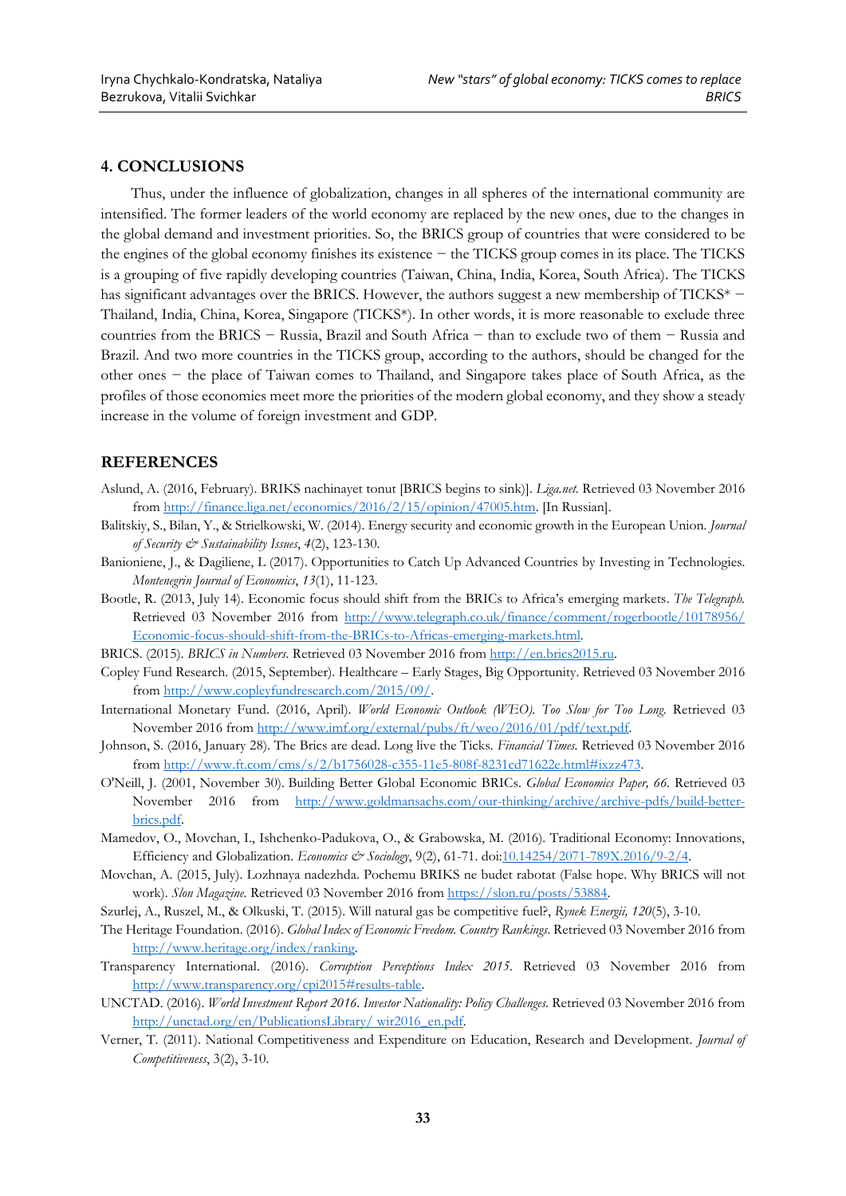## 4. CONCLUSIONS

Thus, under the influence of globalization, changes in all spheres of the international community are intensified. The former leaders of the world economy are replaced by the new ones, due to the changes in the global demand and investment priorities. So, the BRICS group of countries that were considered to be the engines of the global economy finishes its existence – the TICKS group comes in its place. The TICKS is a grouping of five rapidly developing countries (Taiwan, China, India, Korea, South Africa). The TICKS has significant advantages over the BRICS. However, the authors suggest a new membership of TICKS* – Thailand, India, China, Korea, Singapore (TICKS*). In other words, it is more reasonable to exclude three countries from the BRICS – Russia, Brazil and South Africa – than to exclude two of them – Russia and Brazil. And two more countries in the TICKS group, according to the authors, should be changed for the other ones – the place of Taiwan comes to Thailand, and Singapore takes place of South Africa, as the profiles of those economies meet more the priorities of the modern global economy, and they show a steady increase in the volume of foreign investment and GDP.

## REFERENCES

Aslund, A. (2016, February). BRIKS nachinayet tonut [BRICS begins to sink)]. *Liga.net*. Retrieved 03 November 2016 from http://finance.liga.net/economics/2016/2/15/opinion/47005.htm. [In Russian].

Balitskiy, S., Bilan, Y., & Strielkowski, W. (2014). Energy security and economic growth in the European Union. *Journal of Security & Sustainability Issues*, *4*(2), 123-130.

Banioniene, J., & Dagiliene, L (2017). Opportunities to Catch Up Advanced Countries by Investing in Technologies. *Montenegrin Journal of Economics*, *13*(1), 11-123.

Bootle, R. (2013, July 14). Economic focus should shift from the BRICs to Africa's emerging markets. *The Telegraph*. Retrieved 03 November 2016 from http://www.telegraph.co.uk/finance/comment/rogerbootle/10178956/Economic-focus-should-shift-from-the-BRICs-to-Africas-emerging-markets.html.

BRICS. (2015). *BRICS in Numbers*. Retrieved 03 November 2016 from http://en.brics2015.ru.

Copley Fund Research. (2015, September). Healthcare – Early Stages, Big Opportunity. Retrieved 03 November 2016 from http://www.copleyfundresearch.com/2015/09/.

International Monetary Fund. (2016, April). *World Economic Outlook (WEO). Too Slow for Too Long*. Retrieved 03 November 2016 from http://www.imf.org/external/pubs/ft/weo/2016/01/pdf/text.pdf.

Johnson, S. (2016, January 28). The Brics are dead. Long live the Ticks. *Financial Times*. Retrieved 03 November 2016 from http://www.ft.com/cms/s/2/b1756028-c355-11e5-808f-8231cd71622e.html#ixzz473.

O'Neill, J. (2001, November 30). Building Better Global Economic BRICs. *Global Economics Paper, 66*. Retrieved 03 November 2016 from http://www.goldmansachs.com/our-thinking/archive/archive-pdfs/build-better-brics.pdf.

Mamedov, O., Movchan, I., Ishchenko-Padukova, O., & Grabowska, M. (2016). Traditional Economy: Innovations, Efficiency and Globalization. *Economics & Sociology*, 9(2), 61-71. doi:10.14254/2071-789X.2016/9-2/4.

Movchan, A. (2015, July). Lozhnaya nadezhda. Pochemu BRIKS ne budet rabotat (False hope. Why BRICS will not work). *Slon Magazine*. Retrieved 03 November 2016 from https://slon.ru/posts/53884.

Szurlej, A., Ruszel, M., & Olkuski, T. (2015). Will natural gas be competitive fuel?, *Rynek Energii, 120*(5), 3-10.

The Heritage Foundation. (2016). *Global Index of Economic Freedom. Country Rankings*. Retrieved 03 November 2016 from http://www.heritage.org/index/ranking.

Transparency International. (2016). *Corruption Perceptions Index 2015*. Retrieved 03 November 2016 from http://www.transparency.org/cpi2015#results-table.

UNCTAD. (2016). *World Investment Report 2016. Investor Nationality: Policy Challenges*. Retrieved 03 November 2016 from http://unctad.org/en/PublicationsLibrary/ wir2016_en.pdf.

Verner, T. (2011). National Competitiveness and Expenditure on Education, Research and Development. *Journal of Competitiveness*, 3(2), 3-10.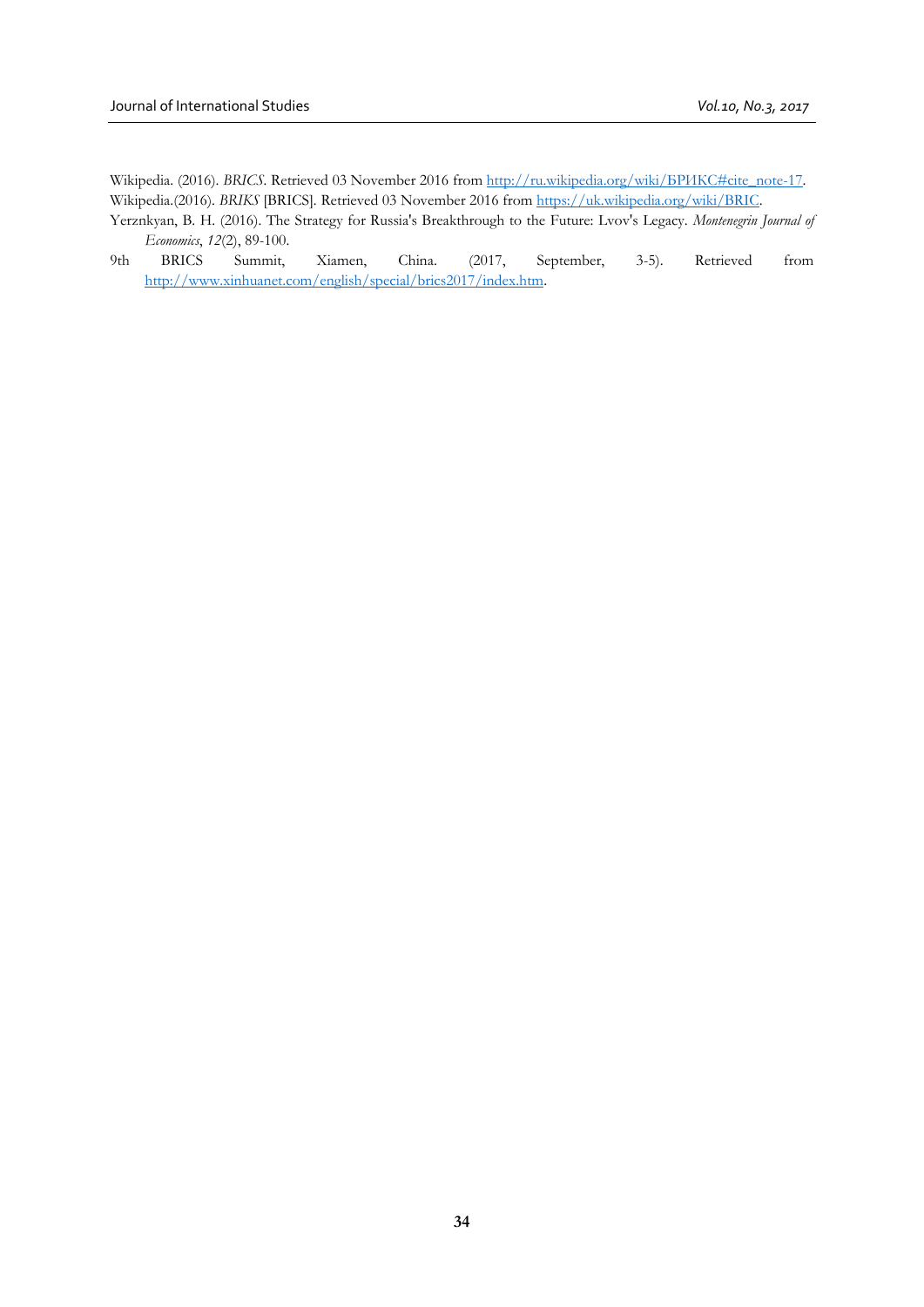Wikipedia. (2016). *BRICS*. Retrieved 03 November 2016 from http://ru.wikipedia.org/wiki/БРИКС#cite_note-17.

Wikipedia.(2016). *BRIKS* [BRICS]. Retrieved 03 November 2016 from https://uk.wikipedia.org/wiki/BRIC.

Yerznkyan, B. H. (2016). The Strategy for Russia's Breakthrough to the Future: Lvov's Legacy. *Montenegrin Journal of Economics*, *12*(2), 89-100.

9th BRICS Summit, Xiamen, China. (2017, September, 3-5). Retrieved from http://www.xinhuanet.com/english/special/brics2017/index.htm.